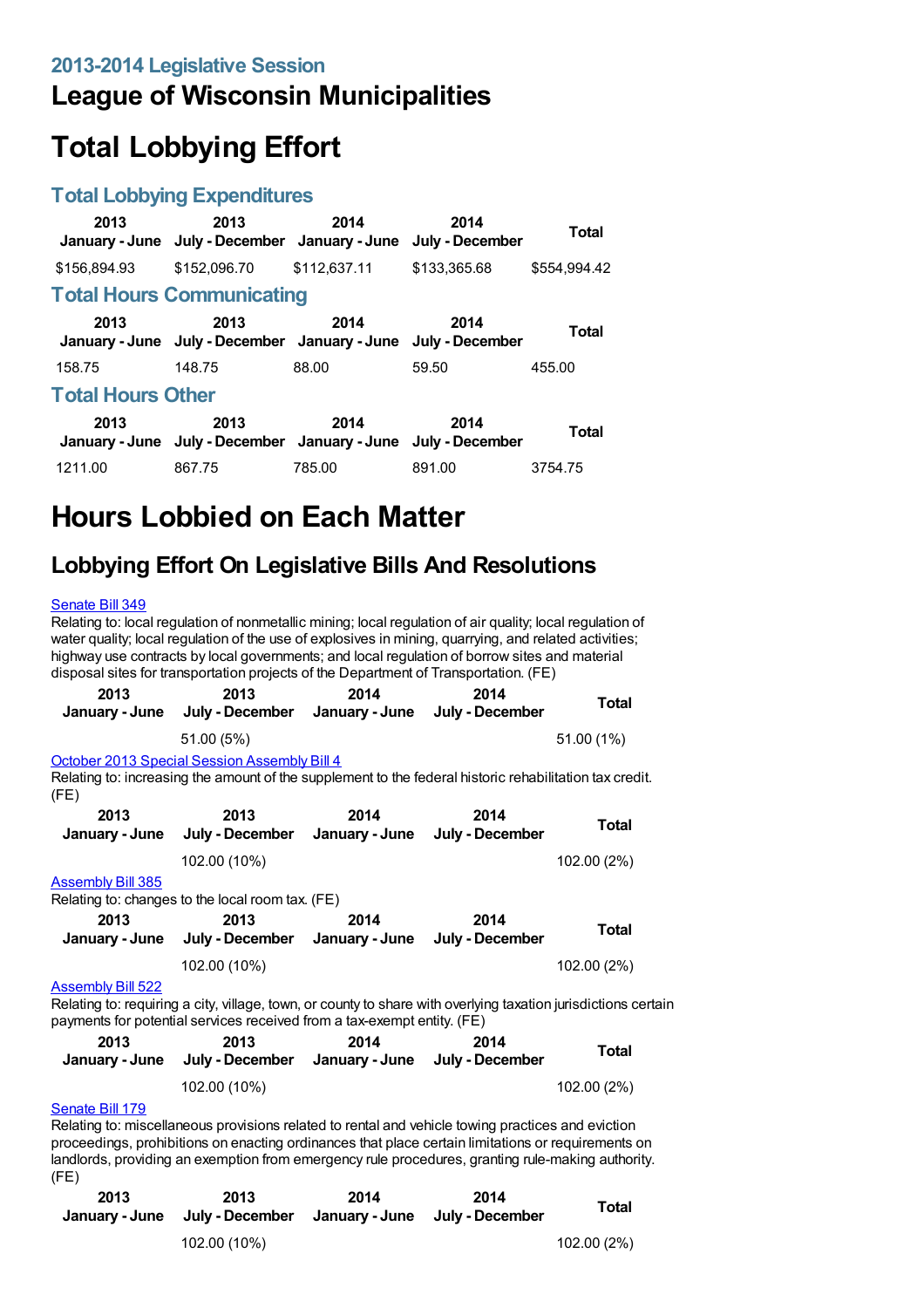## 2013-2014 Legislative Session

# League of Wisconsin Municipalities

# Total Lobbying Effort

## Total Lobbying Expenditures

| 2013 January - June | 2013 July - December | 2014 January - June | 2014 July - December | Total |
|---|---|---|---|---|
| $156,894.93 | $152,096.70 | $112,637.11 | $133,365.68 | $554,994.42 |

## Total Hours Communicating

| 2013 January - June | 2013 July - December | 2014 January - June | 2014 July - December | Total |
|---|---|---|---|---|
| 158.75 | 148.75 | 88.00 | 59.50 | 455.00 |

## Total Hours Other

| 2013 January - June | 2013 July - December | 2014 January - June | 2014 July - December | Total |
|---|---|---|---|---|
| 1211.00 | 867.75 | 785.00 | 891.00 | 3754.75 |

# Hours Lobbied on Each Matter

## Lobbying Effort On Legislative Bills And Resolutions

Senate Bill 349

Relating to: local regulation of nonmetallic mining; local regulation of air quality; local regulation of water quality; local regulation of the use of explosives in mining, quarrying, and related activities; highway use contracts by local governments; and local regulation of borrow sites and material disposal sites for transportation projects of the Department of Transportation. (FE)

| 2013 January - June | 2013 July - December | 2014 January - June | 2014 July - December | Total |
|---|---|---|---|---|
| | 51.00 (5%) | | | 51.00 (1%) |

October 2013 Special Session Assembly Bill 4

Relating to: increasing the amount of the supplement to the federal historic rehabilitation tax credit. (FE)

| 2013 January - June | 2013 July - December | 2014 January - June | 2014 July - December | Total |
|---|---|---|---|---|
| | 102.00 (10%) | | | 102.00 (2%) |

Assembly Bill 385

Relating to: changes to the local room tax. (FE)

| 2013 January - June | 2013 July - December | 2014 January - June | 2014 July - December | Total |
|---|---|---|---|---|
| | 102.00 (10%) | | | 102.00 (2%) |

Assembly Bill 522

Relating to: requiring a city, village, town, or county to share with overlying taxation jurisdictions certain payments for potential services received from a tax-exempt entity. (FE)

| 2013 January - June | 2013 July - December | 2014 January - June | 2014 July - December | Total |
|---|---|---|---|---|
| | 102.00 (10%) | | | 102.00 (2%) |

Senate Bill 179

Relating to: miscellaneous provisions related to rental and vehicle towing practices and eviction proceedings, prohibitions on enacting ordinances that place certain limitations or requirements on landlords, providing an exemption from emergency rule procedures, granting rule-making authority. (FE)

| 2013 January - June | 2013 July - December | 2014 January - June | 2014 July - December | Total |
|---|---|---|---|---|
| | 102.00 (10%) | | | 102.00 (2%) |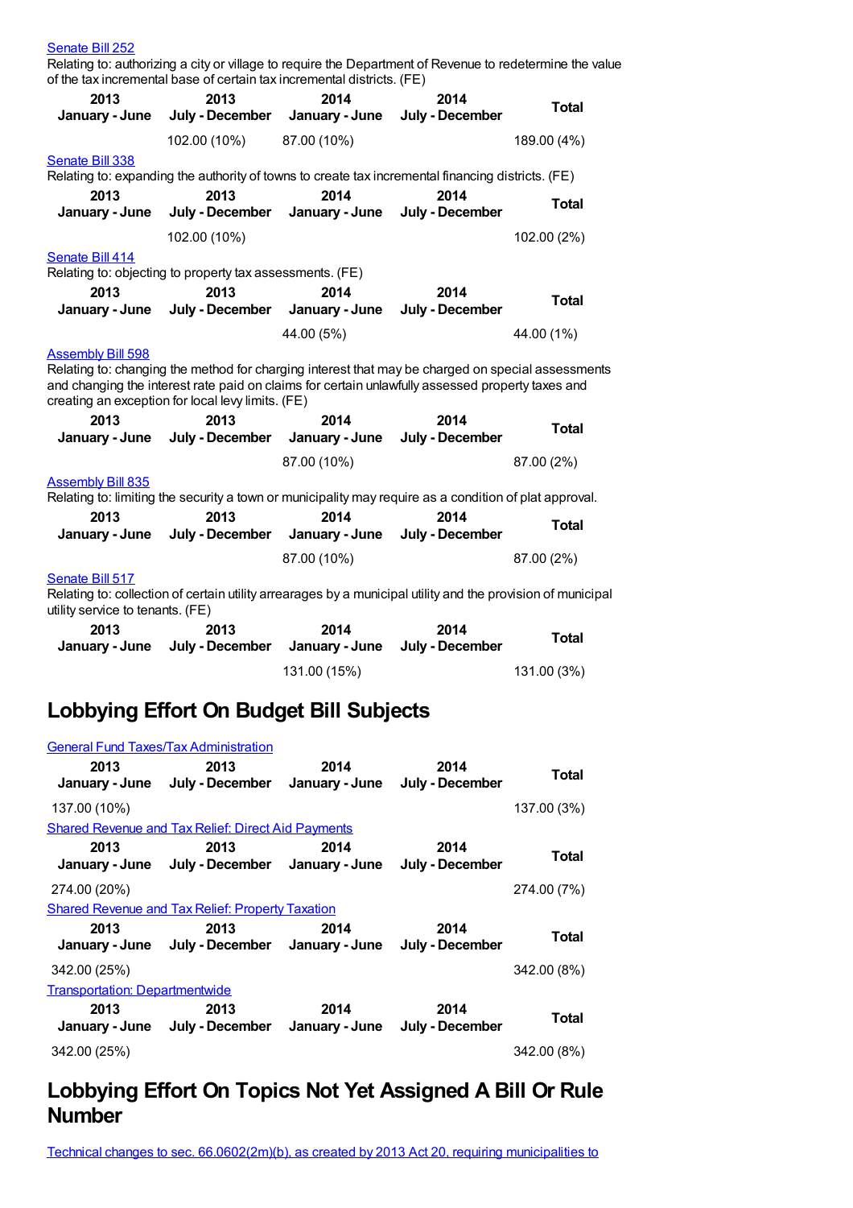[Senate Bill 252](#)

Relating to: authorizing a city or village to require the Department of Revenue to redetermine the value of the tax incremental base of certain tax incremental districts. (FE)

| 2013 January - June | 2013 July - December | 2014 January - June | 2014 July - December | Total |
|---|---|---|---|---|
| | 102.00 (10%) | 87.00 (10%) | | 189.00 (4%) |

[Senate Bill 338](#)

Relating to: expanding the authority of towns to create tax incremental financing districts. (FE)

| 2013 January - June | 2013 July - December | 2014 January - June | 2014 July - December | Total |
|---|---|---|---|---|
| | 102.00 (10%) | | | 102.00 (2%) |

[Senate Bill 414](#)

Relating to: objecting to property tax assessments. (FE)

| 2013 January - June | 2013 July - December | 2014 January - June | 2014 July - December | Total |
|---|---|---|---|---|
| | | 44.00 (5%) | | 44.00 (1%) |

[Assembly Bill 598](#)

Relating to: changing the method for charging interest that may be charged on special assessments and changing the interest rate paid on claims for certain unlawfully assessed property taxes and creating an exception for local levy limits. (FE)

| 2013 January - June | 2013 July - December | 2014 January - June | 2014 July - December | Total |
|---|---|---|---|---|
| | | 87.00 (10%) | | 87.00 (2%) |

[Assembly Bill 835](#)

Relating to: limiting the security a town or municipality may require as a condition of plat approval.

| 2013 January - June | 2013 July - December | 2014 January - June | 2014 July - December | Total |
|---|---|---|---|---|
| | | 87.00 (10%) | | 87.00 (2%) |

[Senate Bill 517](#)

Relating to: collection of certain utility arrearages by a municipal utility and the provision of municipal utility service to tenants. (FE)

| 2013 January - June | 2013 July - December | 2014 January - June | 2014 July - December | Total |
|---|---|---|---|---|
| | | 131.00 (15%) | | 131.00 (3%) |

## Lobbying Effort On Budget Bill Subjects

[General Fund Taxes/Tax Administration](#)

| 2013 January - June | 2013 July - December | 2014 January - June | 2014 July - December | Total |
|---|---|---|---|---|
| 137.00 (10%) | | | | 137.00 (3%) |

[Shared Revenue and Tax Relief: Direct Aid Payments](#)

| 2013 January - June | 2013 July - December | 2014 January - June | 2014 July - December | Total |
|---|---|---|---|---|
| 274.00 (20%) | | | | 274.00 (7%) |

[Shared Revenue and Tax Relief: Property Taxation](#)

| 2013 January - June | 2013 July - December | 2014 January - June | 2014 July - December | Total |
|---|---|---|---|---|
| 342.00 (25%) | | | | 342.00 (8%) |

[Transportation: Departmentwide](#)

| 2013 January - June | 2013 July - December | 2014 January - June | 2014 July - December | Total |
|---|---|---|---|---|
| 342.00 (25%) | | | | 342.00 (8%) |

## Lobbying Effort On Topics Not Yet Assigned A Bill Or Rule Number

[Technical changes to sec. 66.0602(2m)(b), as created by 2013 Act 20, requiring municipalities to](#)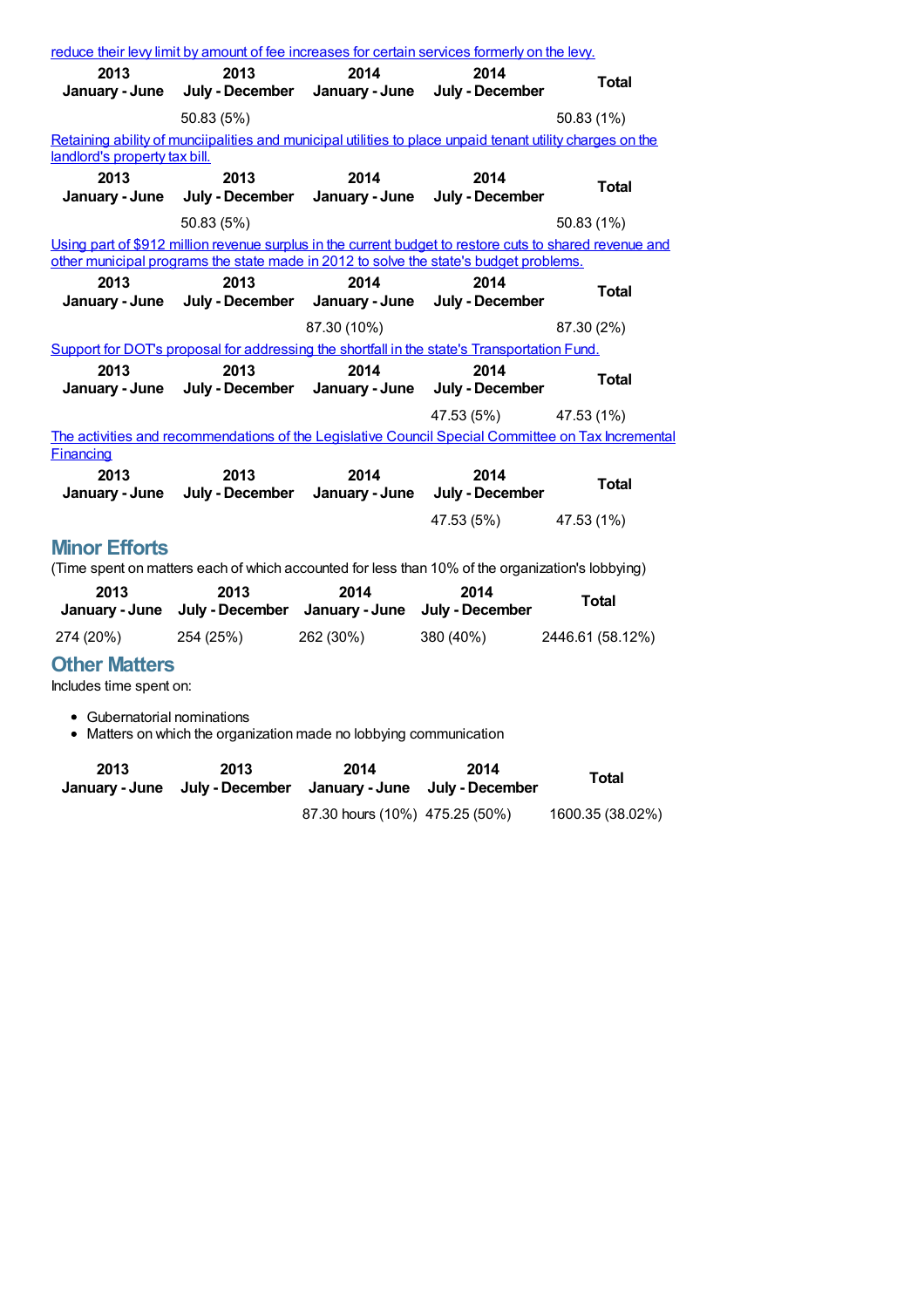reduce their levy limit by amount of fee increases for certain services formerly on the levy.

| 2013 January - June | 2013 July - December | 2014 January - June | 2014 July - December | Total |
|---|---|---|---|---|
| | 50.83 (5%) | | | 50.83 (1%) |

Retaining ability of munciipalities and municipal utilities to place unpaid tenant utility charges on the landlord's property tax bill.

| 2013 January - June | 2013 July - December | 2014 January - June | 2014 July - December | Total |
|---|---|---|---|---|
| | 50.83 (5%) | | | 50.83 (1%) |

Using part of $912 million revenue surplus in the current budget to restore cuts to shared revenue and other municipal programs the state made in 2012 to solve the state's budget problems.

| 2013 January - June | 2013 July - December | 2014 January - June | 2014 July - December | Total |
|---|---|---|---|---|
| | | 87.30 (10%) | | 87.30 (2%) |

Support for DOT's proposal for addressing the shortfall in the state's Transportation Fund.

| 2013 January - June | 2013 July - December | 2014 January - June | 2014 July - December | Total |
|---|---|---|---|---|
| | | | 47.53 (5%) | 47.53 (1%) |

The activities and recommendations of the Legislative Council Special Committee on Tax Incremental Financing

| 2013 January - June | 2013 July - December | 2014 January - June | 2014 July - December | Total |
|---|---|---|---|---|
| | | | 47.53 (5%) | 47.53 (1%) |

## Minor Efforts

(Time spent on matters each of which accounted for less than 10% of the organization's lobbying)

| 2013 January - June | 2013 July - December | 2014 January - June | 2014 July - December | Total |
|---|---|---|---|---|
| 274 (20%) | 254 (25%) | 262 (30%) | 380 (40%) | 2446.61 (58.12%) |

## Other Matters

Includes time spent on:

- Gubernatorial nominations
- Matters on which the organization made no lobbying communication

| 2013 January - June | 2013 July - December | 2014 January - June | 2014 July - December | Total |
|---|---|---|---|---|
| | | 87.30 hours (10%) | 475.25 (50%) | 1600.35 (38.02%) |